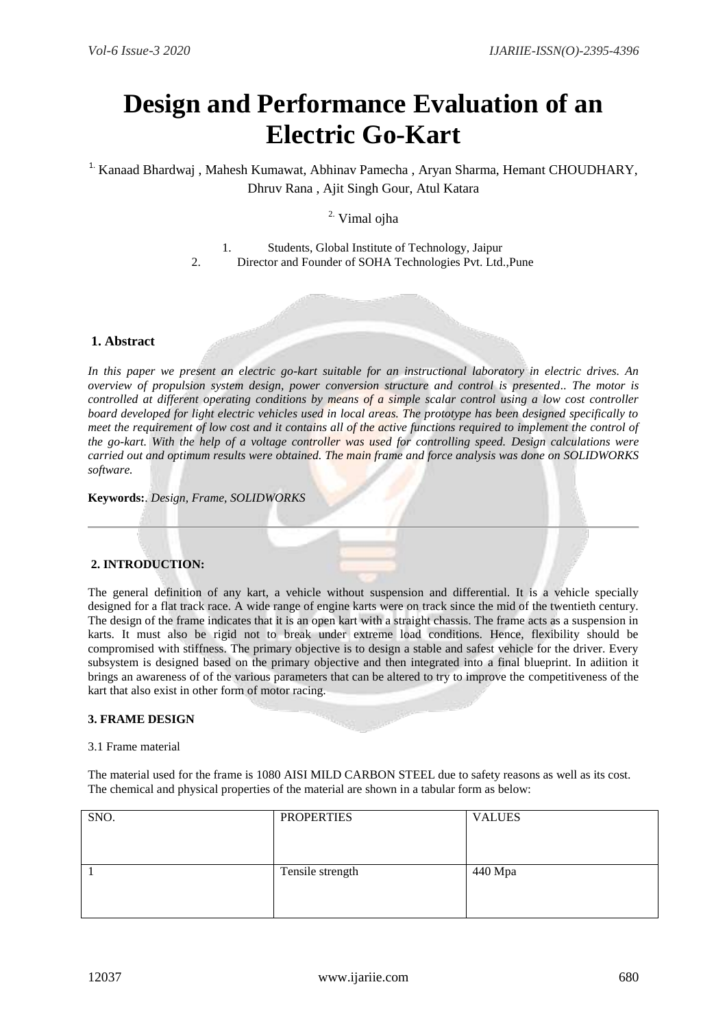# Design and Performance Evaluation of an Electric Go-Kart

[1.] Kanaad Bhardwaj , Mahesh Kumawat, Abhinav Pamecha , Aryan Sharma, Hemant CHOUDHARY, Dhruv Rana , Ajit Singh Gour, Atul Katara

[2.] Vimal ojha

1. Students, Global Institute of Technology, Jaipur
2. Director and Founder of SOHA Technologies Pvt. Ltd.,Pune

## 1. Abstract

*In this paper we present an electric go-kart suitable for an instructional laboratory in electric drives. An overview of propulsion system design, power conversion structure and control is presented.. The motor is controlled at different operating conditions by means of a simple scalar control using a low cost controller board developed for light electric vehicles used in local areas. The prototype has been designed specifically to meet the requirement of low cost and it contains all of the active functions required to implement the control of the go-kart. With the help of a voltage controller was used for controlling speed. Design calculations were carried out and optimum results were obtained. The main frame and force analysis was done on SOLIDWORKS software.*

**Keywords:**. *Design, Frame, SOLIDWORKS*

## 2. INTRODUCTION:

The general definition of any kart, a vehicle without suspension and differential. It is a vehicle specially designed for a flat track race. A wide range of engine karts were on track since the mid of the twentieth century. The design of the frame indicates that it is an open kart with a straight chassis. The frame acts as a suspension in karts. It must also be rigid not to break under extreme load conditions. Hence, flexibility should be compromised with stiffness. The primary objective is to design a stable and safest vehicle for the driver. Every subsystem is designed based on the primary objective and then integrated into a final blueprint. In adiition it brings an awareness of of the various parameters that can be altered to try to improve the competitiveness of the kart that also exist in other form of motor racing.

### 3. FRAME DESIGN

3.1 Frame material

The material used for the frame is 1080 AISI MILD CARBON STEEL due to safety reasons as well as its cost. The chemical and physical properties of the material are shown in a tabular form as below:

| SNO. | PROPERTIES | VALUES |
|---|---|---|
| 1 | Tensile strength | 440 Mpa |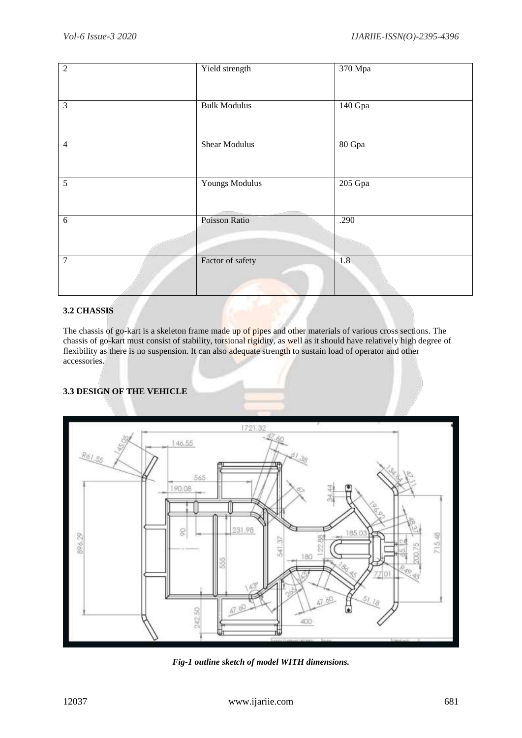| 2 | Yield strength | 370 Mpa |
|---|---|---|
| 3 | Bulk Modulus | 140 Gpa |
| 4 | Shear Modulus | 80 Gpa |
| 5 | Youngs Modulus | 205 Gpa |
| 6 | Poisson Ratio | .290 |
| 7 | Factor of safety | 1.8 |

**3.2 CHASSIS**

The chassis of go-kart is a skeleton frame made up of pipes and other materials of various cross sections. The chassis of go-kart must consist of stability, torsional rigidity, as well as it should have relatively high degree of flexibility as there is no suspension. It can also adequate strength to sustain load of operator and other accessories.

**3.3 DESIGN OF THE VEHICLE**

*Fig-1 outline sketch of model WITH dimensions.*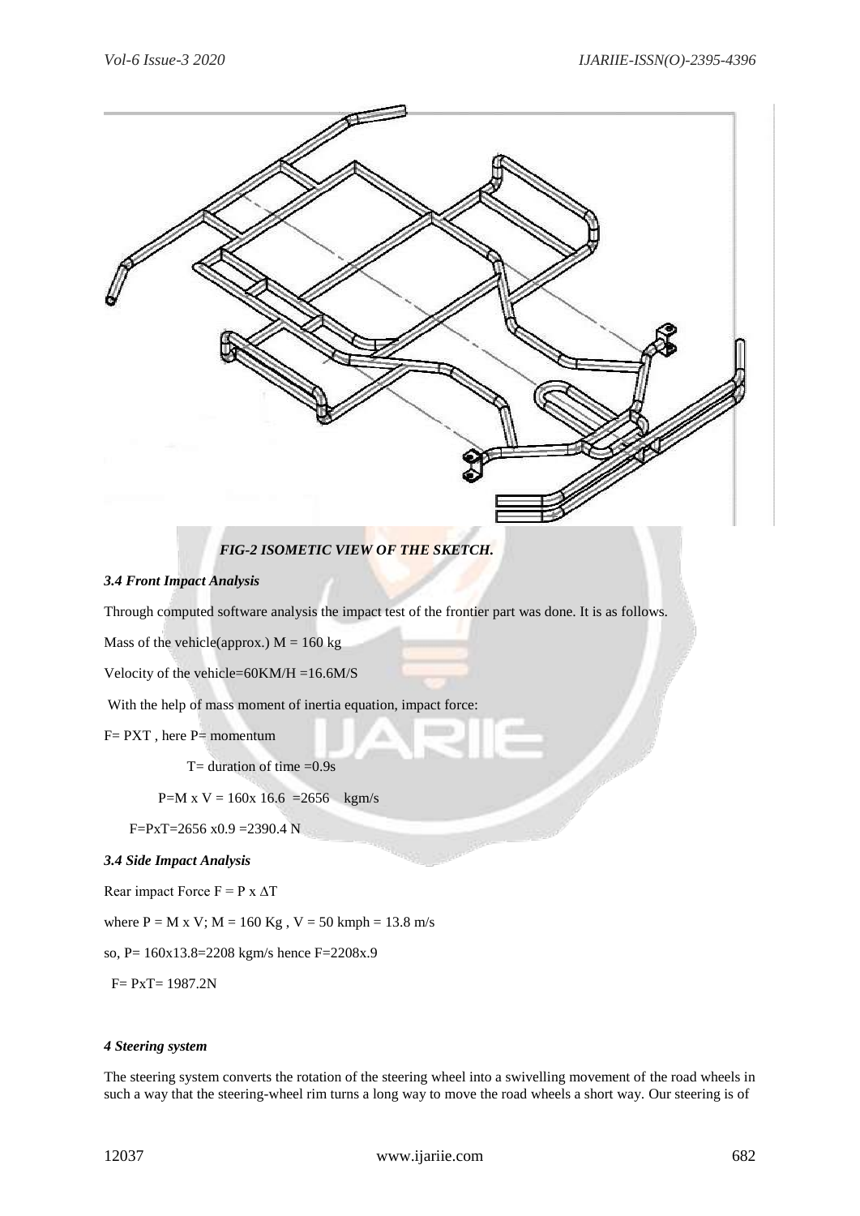*FIG-2 ISOMETIC VIEW OF THE SKETCH.*

### *3.4 Front Impact Analysis*

Through computed software analysis the impact test of the frontier part was done. It is as follows.

Mass of the vehicle(approx.) M = 160 kg

Velocity of the vehicle=60KM/H =16.6M/S

With the help of mass moment of inertia equation, impact force:

F= PXT , here P= momentum

T= duration of time =0.9s

P=M x V = 160x 16.6 =2656 kgm/s

F=PxT=2656 x0.9 =2390.4 N

### *3.4 Side Impact Analysis*

Rear impact Force F = P x ΔT

where P = M x V; M = 160 Kg , V = 50 kmph = 13.8 m/s

so, P= 160x13.8=2208 kgm/s hence F=2208x.9

F= PxT= 1987.2N

### *4 Steering system*

The steering system converts the rotation of the steering wheel into a swivelling movement of the road wheels in such a way that the steering-wheel rim turns a long way to move the road wheels a short way. Our steering is of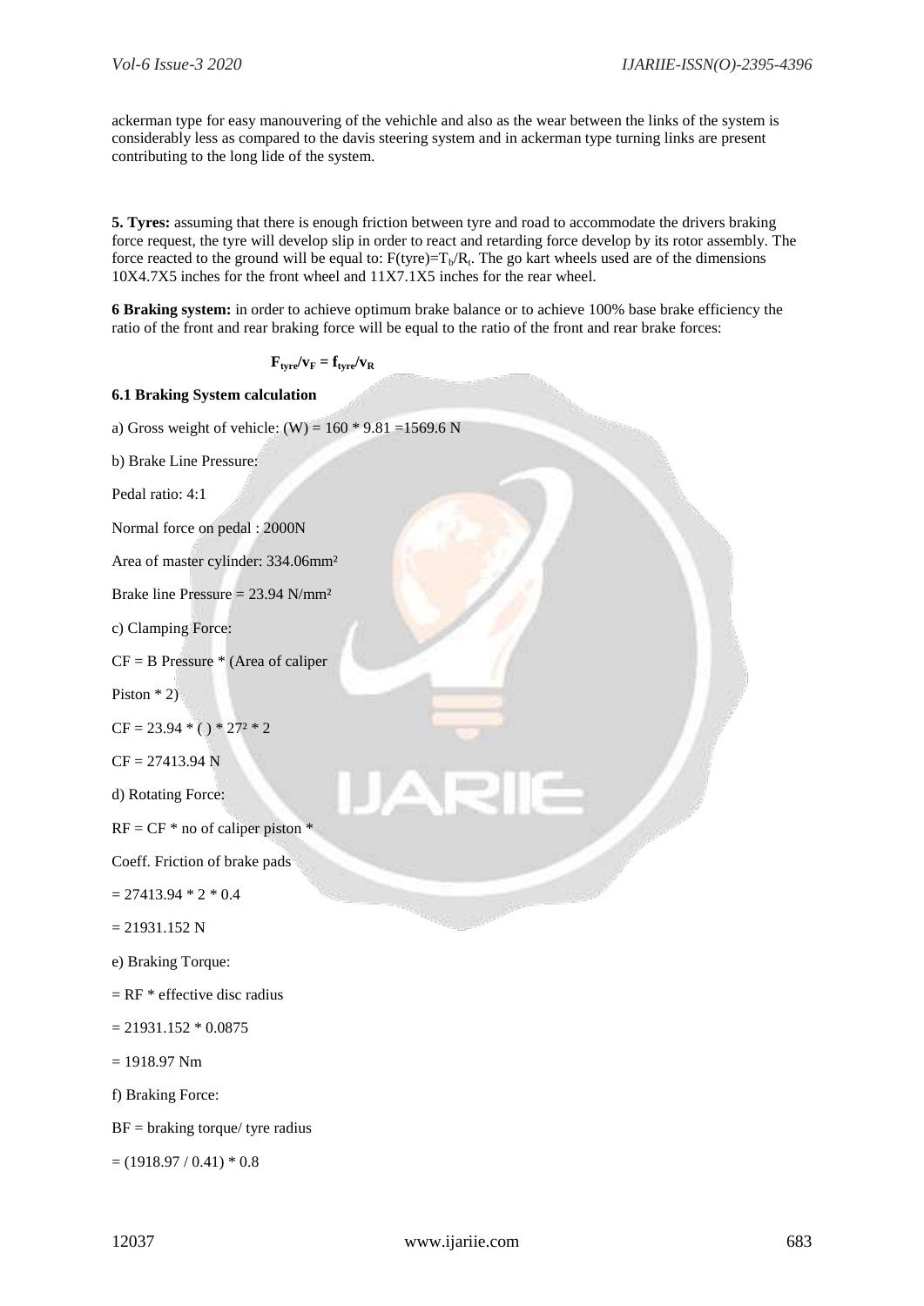ackerman type for easy manouvering of the vehichle and also as the wear between the links of the system is considerably less as compared to the davis steering system and in ackerman type turning links are present contributing to the long lide of the system.

**5. Tyres:** assuming that there is enough friction between tyre and road to accommodate the drivers braking force request, the tyre will develop slip in order to react and retarding force develop by its rotor assembly. The force reacted to the ground will be equal to: $F(tyre)=T_b/R_t$. The go kart wheels used are of the dimensions 10X4.7X5 inches for the front wheel and 11X7.1X5 inches for the rear wheel.

**6 Braking system:** in order to achieve optimum brake balance or to achieve 100% base brake efficiency the ratio of the front and rear braking force will be equal to the ratio of the front and rear brake forces:

$$\mathbf{F_{tyre}/v_F = f_{tyre}/v_R}$$

**6.1 Braking System calculation**

a) Gross weight of vehicle: (W) = 160 * 9.81 =1569.6 N

b) Brake Line Pressure:

Pedal ratio: 4:1

Normal force on pedal : 2000N

Area of master cylinder: 334.06mm²

Brake line Pressure = 23.94 N/mm²

c) Clamping Force:

CF = B Pressure * (Area of caliper

Piston * 2)

CF = 23.94 * ( ) * 27² * 2

CF = 27413.94 N

d) Rotating Force:

RF = CF * no of caliper piston *

Coeff. Friction of brake pads

= 27413.94 * 2 * 0.4

= 21931.152 N

e) Braking Torque:

= RF * effective disc radius

= 21931.152 * 0.0875

= 1918.97 Nm

f) Braking Force:

BF = braking torque/ tyre radius

= (1918.97 / 0.41) * 0.8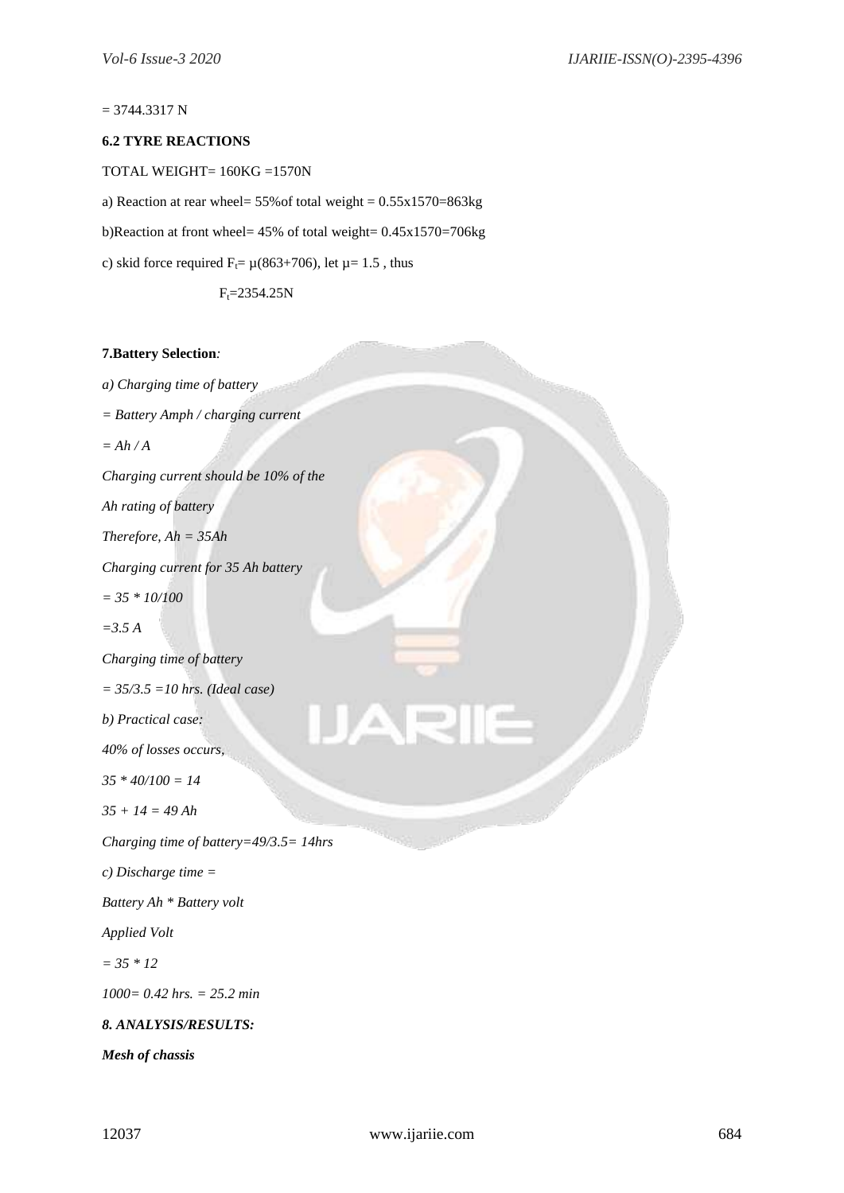= 3744.3317 N

**6.2 TYRE REACTIONS**

TOTAL WEIGHT= 160KG =1570N

a) Reaction at rear wheel= 55%of total weight = 0.55x1570=863kg

b)Reaction at front wheel= 45% of total weight= 0.45x1570=706kg

c) skid force required $F_t$= μ(863+706), let μ= 1.5 , thus

$F_t$=2354.25N

**7.Battery Selection***:*

*a) Charging time of battery*

*= Battery Amph / charging current*

*= Ah / A*

*Charging current should be 10% of the*

*Ah rating of battery*

*Therefore, Ah = 35Ah*

*Charging current for 35 Ah battery*

*= 35 * 10/100*

*=3.5 A*

*Charging time of battery*

*= 35/3.5 =10 hrs. (Ideal case)*

*b) Practical case:*

*40% of losses occurs,*

*35 * 40/100 = 14*

*35 + 14 = 49 Ah*

*Charging time of battery=49/3.5= 14hrs*

*c) Discharge time =*

*Battery Ah * Battery volt*

*Applied Volt*

*= 35 * 12*

*1000= 0.42 hrs. = 25.2 min*

***8. ANALYSIS/RESULTS:***

***Mesh of chassis***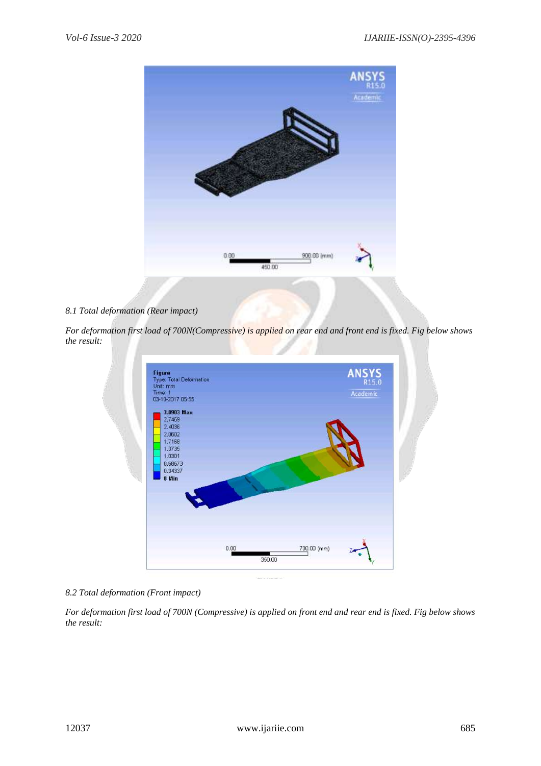*8.1 Total deformation (Rear impact)*

*For deformation first load of 700N(Compressive) is applied on rear end and front end is fixed. Fig below shows the result:*

*8.2 Total deformation (Front impact)*

*For deformation first load of 700N (Compressive) is applied on front end and rear end is fixed. Fig below shows the result:*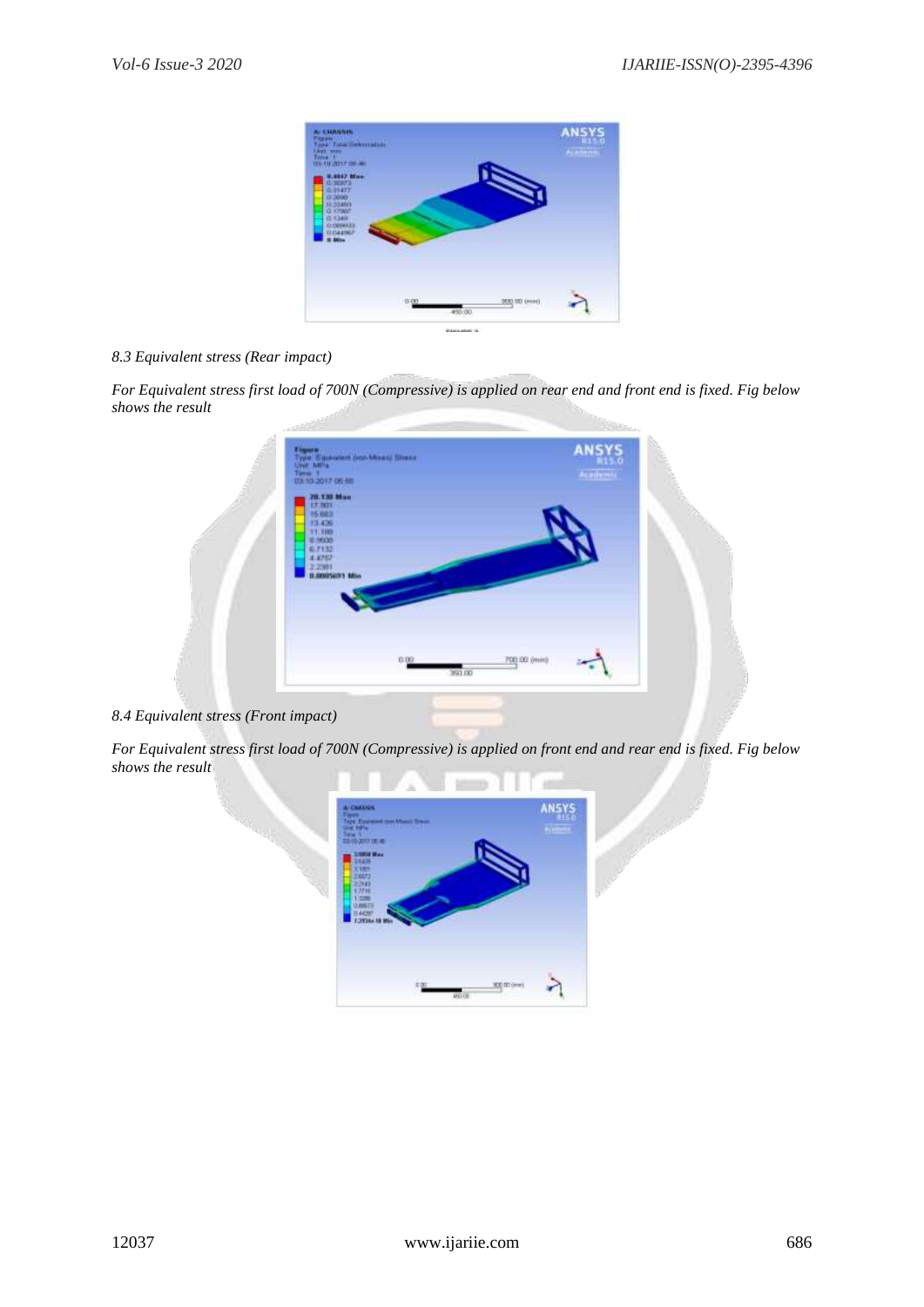*8.3 Equivalent stress (Rear impact)*

*For Equivalent stress first load of 700N (Compressive) is applied on rear end and front end is fixed. Fig below shows the result*

*8.4 Equivalent stress (Front impact)*

*For Equivalent stress first load of 700N (Compressive) is applied on front end and rear end is fixed. Fig below shows the result*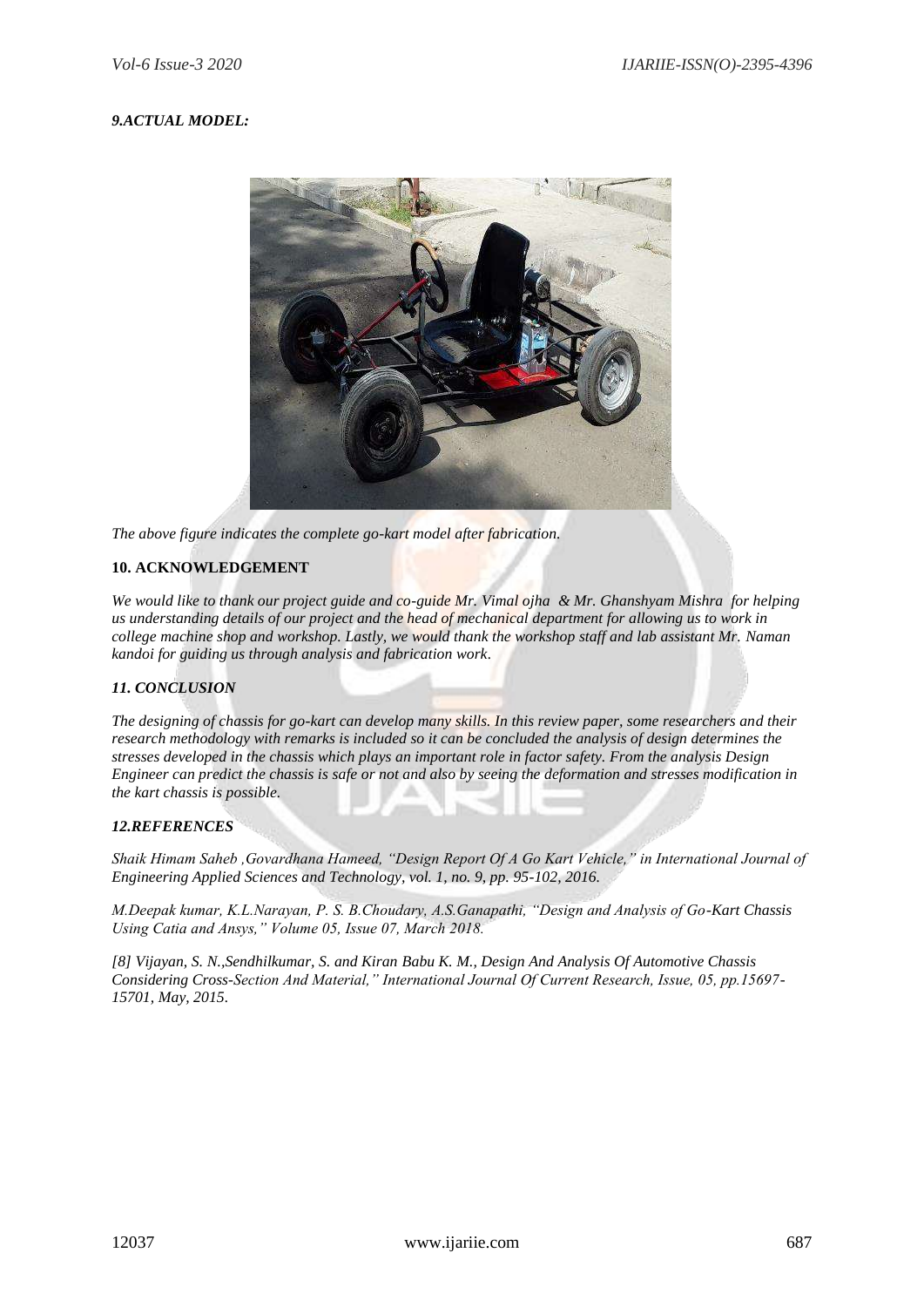### *9.ACTUAL MODEL:*

*The above figure indicates the complete go-kart model after fabrication.*

### 10. ACKNOWLEDGEMENT

*We would like to thank our project guide and co-guide Mr. Vimal ojha & Mr. Ghanshyam Mishra for helping us understanding details of our project and the head of mechanical department for allowing us to work in college machine shop and workshop. Lastly, we would thank the workshop staff and lab assistant Mr. Naman kandoi for guiding us through analysis and fabrication work.*

### *11. CONCLUSION*

*The designing of chassis for go-kart can develop many skills. In this review paper, some researchers and their research methodology with remarks is included so it can be concluded the analysis of design determines the stresses developed in the chassis which plays an important role in factor safety. From the analysis Design Engineer can predict the chassis is safe or not and also by seeing the deformation and stresses modification in the kart chassis is possible.*

### *12.REFERENCES*

*Shaik Himam Saheb ,Govardhana Hameed, "Design Report Of A Go Kart Vehicle," in International Journal of Engineering Applied Sciences and Technology, vol. 1, no. 9, pp. 95-102, 2016.*

*M.Deepak kumar, K.L.Narayan, P. S. B.Choudary, A.S.Ganapathi, "Design and Analysis of Go-Kart Chassis Using Catia and Ansys," Volume 05, Issue 07, March 2018.*

*[8] Vijayan, S. N.,Sendhilkumar, S. and Kiran Babu K. M., Design And Analysis Of Automotive Chassis Considering Cross-Section And Material," International Journal Of Current Research, Issue, 05, pp.15697-15701, May, 2015.*